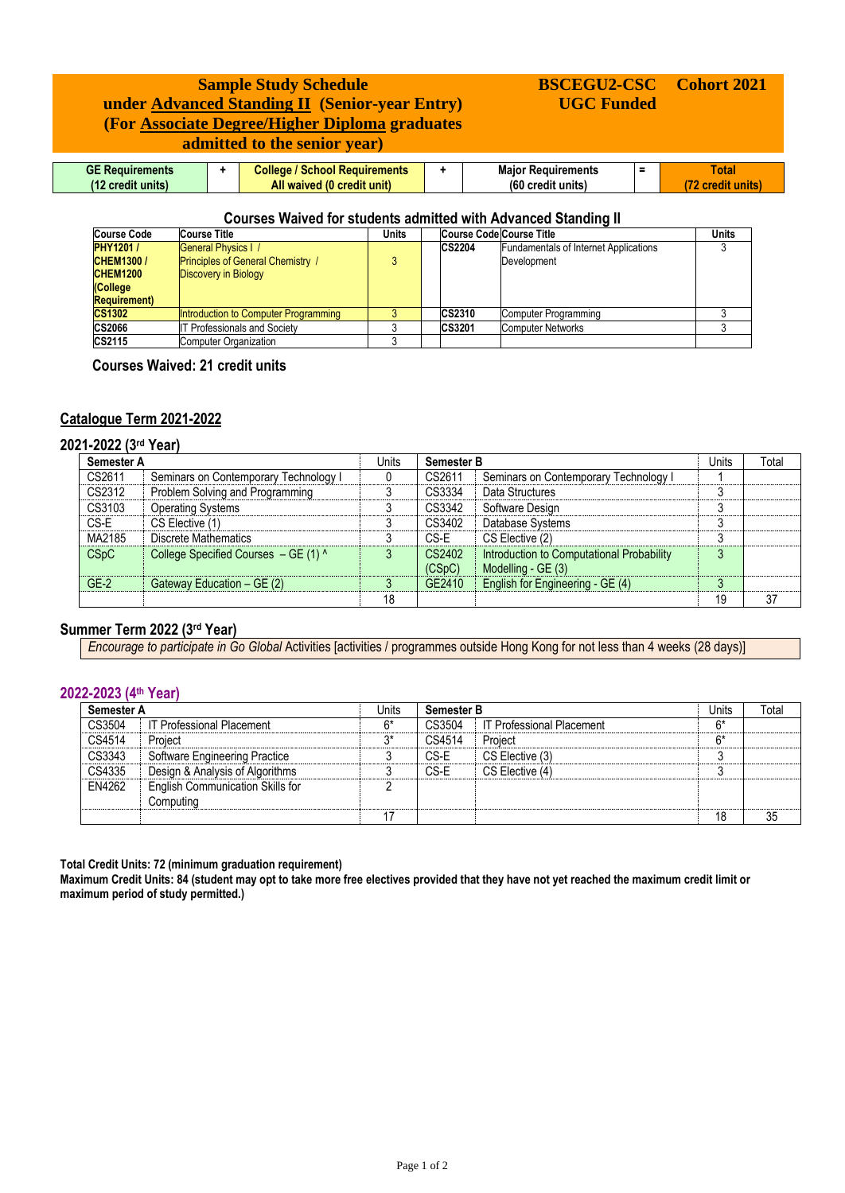# Sample Study Schedule under Advanced Standing II (Senior-year Entry) (For Associate Degree/Higher Diploma graduates admitted to the senior year)

**BSCEGU2-CSC UGC Funded** **Cohort 2021**

| GE Requirements (12 credit units) | + | College / School Requirements All waived (0 credit unit) | + | Major Requirements (60 credit units) | = | Total (72 credit units) |
|---|---|---|---|---|---|---|

## Courses Waived for students admitted with Advanced Standing II

| Course Code | Course Title | Units | | Course Code | Course Title | Units |
|---|---|---|---|---|---|---|
| PHY1201 / CHEM1300 / CHEM1200 (College Requirement) | General Physics I / Principles of General Chemistry / Discovery in Biology | 3 | | CS2204 | Fundamentals of Internet Applications Development | 3 |
| CS1302 | Introduction to Computer Programming | 3 | | CS2310 | Computer Programming | 3 |
| CS2066 | IT Professionals and Society | 3 | | CS3201 | Computer Networks | 3 |
| CS2115 | Computer Organization | 3 | | | | |

**Courses Waived: 21 credit units**

## Catalogue Term 2021-2022

### 2021-2022 (3rd Year)

| Semester A | | Units | Semester B | | Units | Total |
|---|---|---|---|---|---|---|
| CS2611 | Seminars on Contemporary Technology I | 0 | CS2611 | Seminars on Contemporary Technology I | 1 | |
| CS2312 | Problem Solving and Programming | 3 | CS3334 | Data Structures | 3 | |
| CS3103 | Operating Systems | 3 | CS3342 | Software Design | 3 | |
| CS-E | CS Elective (1) | 3 | CS3402 | Database Systems | 3 | |
| MA2185 | Discrete Mathematics | 3 | CS-E | CS Elective (2) | 3 | |
| CSpC | College Specified Courses – GE (1) ^ | 3 | CS2402 (CSpC) | Introduction to Computational Probability Modelling - GE (3) | 3 | |
| GE-2 | Gateway Education – GE (2) | 3 | GE2410 | English for Engineering - GE (4) | 3 | |
| | | 18 | | | 19 | 37 |

### Summer Term 2022 (3rd Year)

*Encourage to participate in Go Global* Activities [activities / programmes outside Hong Kong for not less than 4 weeks (28 days)]

### 2022-2023 (4th Year)

| Semester A | | Units | Semester B | | Units | Total |
|---|---|---|---|---|---|---|
| CS3504 | IT Professional Placement | 6* | CS3504 | IT Professional Placement | 6* | |
| CS4514 | Project | 3* | CS4514 | Project | 6* | |
| CS3343 | Software Engineering Practice | 3 | CS-E | CS Elective (3) | 3 | |
| CS4335 | Design & Analysis of Algorithms | 3 | CS-E | CS Elective (4) | 3 | |
| EN4262 | English Communication Skills for Computing | 2 | | | | |
| | | 17 | | | 18 | 35 |

**Total Credit Units: 72 (minimum graduation requirement)**

**Maximum Credit Units: 84 (student may opt to take more free electives provided that they have not yet reached the maximum credit limit or maximum period of study permitted.)**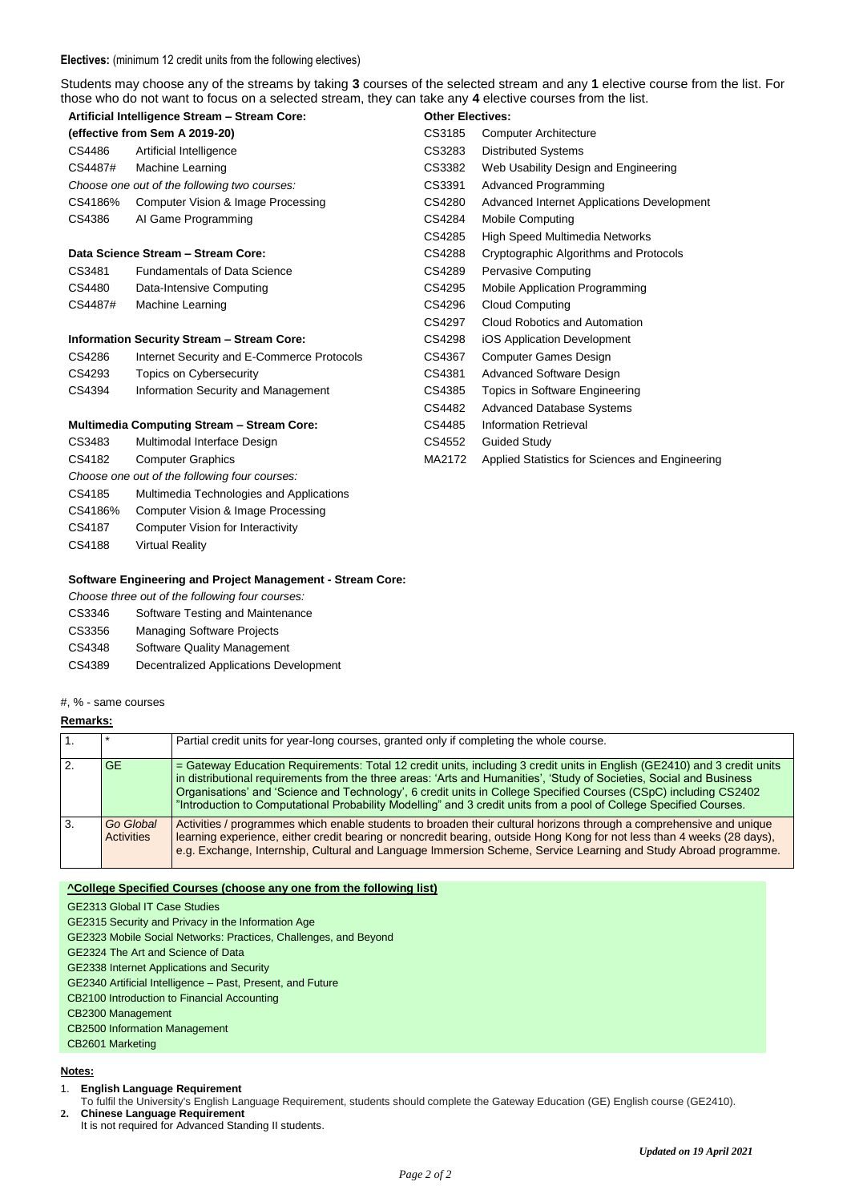**Electives:** (minimum 12 credit units from the following electives)

Students may choose any of the streams by taking **3** courses of the selected stream and any **1** elective course from the list. For those who do not want to focus on a selected stream, they can take any **4** elective courses from the list.

**Artificial Intelligence Stream – Stream Core:**
**(effective from Sem A 2019-20)**

| | |
|---|---|
| CS4486 | Artificial Intelligence |
| CS4487# | Machine Learning |

*Choose one out of the following two courses:*

| | |
|---|---|
| CS4186% | Computer Vision & Image Processing |
| CS4386 | AI Game Programming |

**Data Science Stream – Stream Core:**

| | |
|---|---|
| CS3481 | Fundamentals of Data Science |
| CS4480 | Data-Intensive Computing |
| CS4487# | Machine Learning |

**Information Security Stream – Stream Core:**

| | |
|---|---|
| CS4286 | Internet Security and E-Commerce Protocols |
| CS4293 | Topics on Cybersecurity |
| CS4394 | Information Security and Management |

**Multimedia Computing Stream – Stream Core:**

| | |
|---|---|
| CS3483 | Multimodal Interface Design |
| CS4182 | Computer Graphics |

*Choose one out of the following four courses:*

| | |
|---|---|
| CS4185 | Multimedia Technologies and Applications |
| CS4186% | Computer Vision & Image Processing |
| CS4187 | Computer Vision for Interactivity |
| CS4188 | Virtual Reality |

**Software Engineering and Project Management - Stream Core:**

*Choose three out of the following four courses:*

| | |
|---|---|
| CS3346 | Software Testing and Maintenance |
| CS3356 | Managing Software Projects |
| CS4348 | Software Quality Management |
| CS4389 | Decentralized Applications Development |

**Other Electives:**

| | |
|---|---|
| CS3185 | Computer Architecture |
| CS3283 | Distributed Systems |
| CS3382 | Web Usability Design and Engineering |
| CS3391 | Advanced Programming |
| CS4280 | Advanced Internet Applications Development |
| CS4284 | Mobile Computing |
| CS4285 | High Speed Multimedia Networks |
| CS4288 | Cryptographic Algorithms and Protocols |
| CS4289 | Pervasive Computing |
| CS4295 | Mobile Application Programming |
| CS4296 | Cloud Computing |
| CS4297 | Cloud Robotics and Automation |
| CS4298 | iOS Application Development |
| CS4367 | Computer Games Design |
| CS4381 | Advanced Software Design |
| CS4385 | Topics in Software Engineering |
| CS4482 | Advanced Database Systems |
| CS4485 | Information Retrieval |
| CS4552 | Guided Study |
| MA2172 | Applied Statistics for Sciences and Engineering |

#, % - same courses

**Remarks:**

| | | |
|---|---|---|
| 1. | * | Partial credit units for year-long courses, granted only if completing the whole course. |
| 2. | GE | = Gateway Education Requirements: Total 12 credit units, including 3 credit units in English (GE2410) and 3 credit units in distributional requirements from the three areas: 'Arts and Humanities', 'Study of Societies, Social and Business Organisations' and 'Science and Technology', 6 credit units in College Specified Courses (CSpC) including CS2402 "Introduction to Computational Probability Modelling" and 3 credit units from a pool of College Specified Courses. |
| 3. | *Go Global Activities* | Activities / programmes which enable students to broaden their cultural horizons through a comprehensive and unique learning experience, either credit bearing or noncredit bearing, outside Hong Kong for not less than 4 weeks (28 days), e.g. Exchange, Internship, Cultural and Language Immersion Scheme, Service Learning and Study Abroad programme. |

**^College Specified Courses (choose any one from the following list)**

GE2313 Global IT Case Studies
GE2315 Security and Privacy in the Information Age
GE2323 Mobile Social Networks: Practices, Challenges, and Beyond
GE2324 The Art and Science of Data
GE2338 Internet Applications and Security
GE2340 Artificial Intelligence – Past, Present, and Future
CB2100 Introduction to Financial Accounting
CB2300 Management
CB2500 Information Management
CB2601 Marketing

**Notes:**

1. **English Language Requirement**
   To fulfil the University's English Language Requirement, students should complete the Gateway Education (GE) English course (GE2410).
2. **Chinese Language Requirement**
   It is not required for Advanced Standing II students.

*Updated on 19 April 2021*